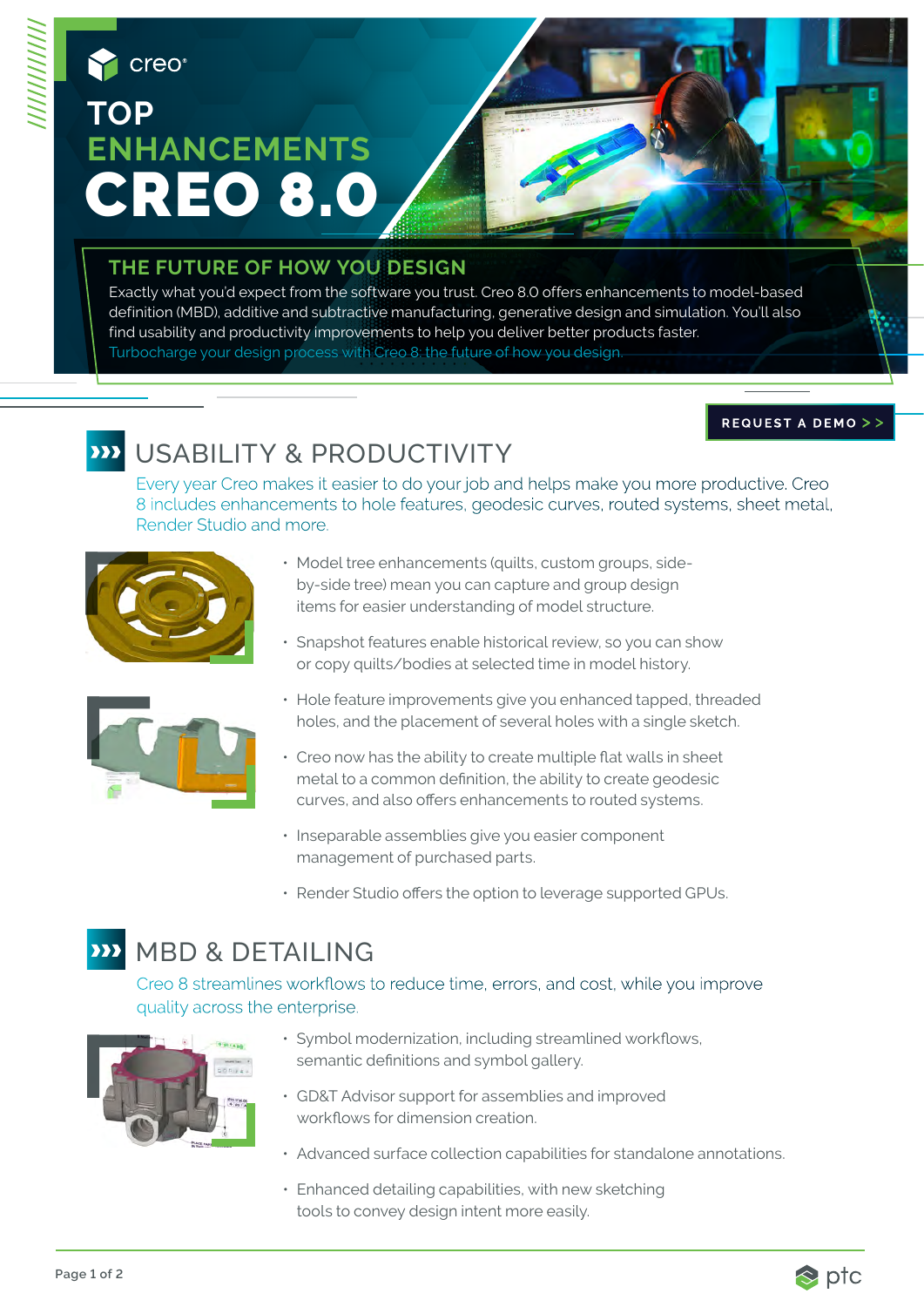creo®

# TOP ENHANCEMENTS CREO 8.0

## THE FUTURE OF HOW YOU DESIGN

Exactly what you'd expect from the software you trust. Creo 8.0 offers enhancements to model-based definition (MBD), additive and subtractive manufacturing, generative design and simulation. You'll also find usability and productivity improvements to help you deliver better products faster. Turbocharge your design process with Creo 8: the future of how you design.

REQUEST A DEMO >>

## USABILITY & PRODUCTIVITY

Every year Creo makes it easier to do your job and helps make you more productive. Creo 8 includes enhancements to hole features, geodesic curves, routed systems, sheet metal, Render Studio and more.

- Model tree enhancements (quilts, custom groups, side-by-side tree) mean you can capture and group design items for easier understanding of model structure.
- Snapshot features enable historical review, so you can show or copy quilts/bodies at selected time in model history.
- Hole feature improvements give you enhanced tapped, threaded holes, and the placement of several holes with a single sketch.
- Creo now has the ability to create multiple flat walls in sheet metal to a common definition, the ability to create geodesic curves, and also offers enhancements to routed systems.
- Inseparable assemblies give you easier component management of purchased parts.
- Render Studio offers the option to leverage supported GPUs.

## MBD & DETAILING

Creo 8 streamlines workflows to reduce time, errors, and cost, while you improve quality across the enterprise.

- Symbol modernization, including streamlined workflows, semantic definitions and symbol gallery.
- GD&T Advisor support for assemblies and improved workflows for dimension creation.
- Advanced surface collection capabilities for standalone annotations.
- Enhanced detailing capabilities, with new sketching tools to convey design intent more easily.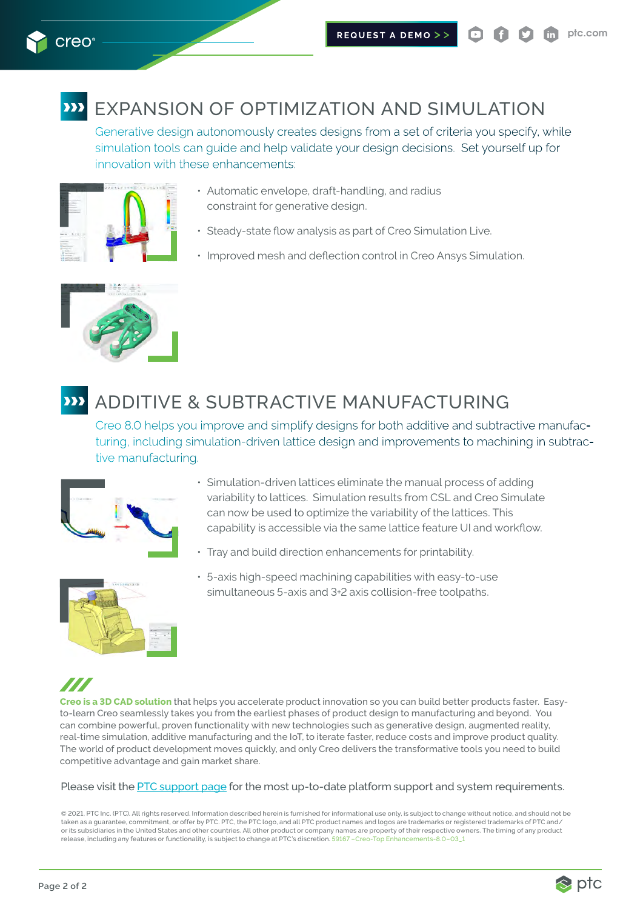## EXPANSION OF OPTIMIZATION AND SIMULATION

Generative design autonomously creates designs from a set of criteria you specify, while simulation tools can guide and help validate your design decisions. Set yourself up for innovation with these enhancements:

- Automatic envelope, draft-handling, and radius constraint for generative design.
- Steady-state flow analysis as part of Creo Simulation Live.
- Improved mesh and deflection control in Creo Ansys Simulation.

## ADDITIVE & SUBTRACTIVE MANUFACTURING

Creo 8.0 helps you improve and simplify designs for both additive and subtractive manufacturing, including simulation-driven lattice design and improvements to machining in subtractive manufacturing.

- Simulation-driven lattices eliminate the manual process of adding variability to lattices. Simulation results from CSL and Creo Simulate can now be used to optimize the variability of the lattices. This capability is accessible via the same lattice feature UI and workflow.
- Tray and build direction enhancements for printability.
- 5-axis high-speed machining capabilities with easy-to-use simultaneous 5-axis and 3+2 axis collision-free toolpaths.

**Creo is a 3D CAD solution** that helps you accelerate product innovation so you can build better products faster. Easy-to-learn Creo seamlessly takes you from the earliest phases of product design to manufacturing and beyond. You can combine powerful, proven functionality with new technologies such as generative design, augmented reality, real-time simulation, additive manufacturing and the IoT, to iterate faster, reduce costs and improve product quality. The world of product development moves quickly, and only Creo delivers the transformative tools you need to build competitive advantage and gain market share.

Please visit the PTC support page for the most up-to-date platform support and system requirements.

© 2021, PTC Inc. (PTC). All rights reserved. Information described herein is furnished for informational use only, is subject to change without notice, and should not be taken as a guarantee, commitment, or offer by PTC. PTC, the PTC logo, and all PTC product names and logos are trademarks or registered trademarks of PTC and/or its subsidiaries in the United States and other countries. All other product or company names are property of their respective owners. The timing of any product release, including any features or functionality, is subject to change at PTC's discretion. 59167 –Creo-Top Enhancements-8.0–03_1